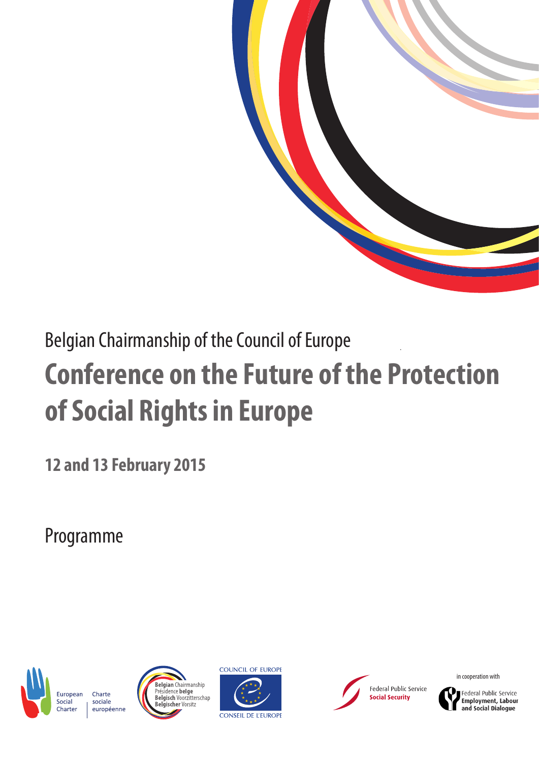Belgian Chairmanship of the Council of Europe

# Conference on the Future of the Protection of Social Rights in Europe

**12 and 13 February 2015**

Programme

European Social Charter | Charte sociale européenne

**Belgian** Chairmanship
Présidence **belge**
**Belgisch** Voorzitterschap
**Belgischer** Vorsitz

COUNCIL OF EUROPE
CONSEIL DE L'EUROPE

Federal Public Service
**Social Security**

in cooperation with

Federal Public Service
**Employment, Labour and Social Dialogue**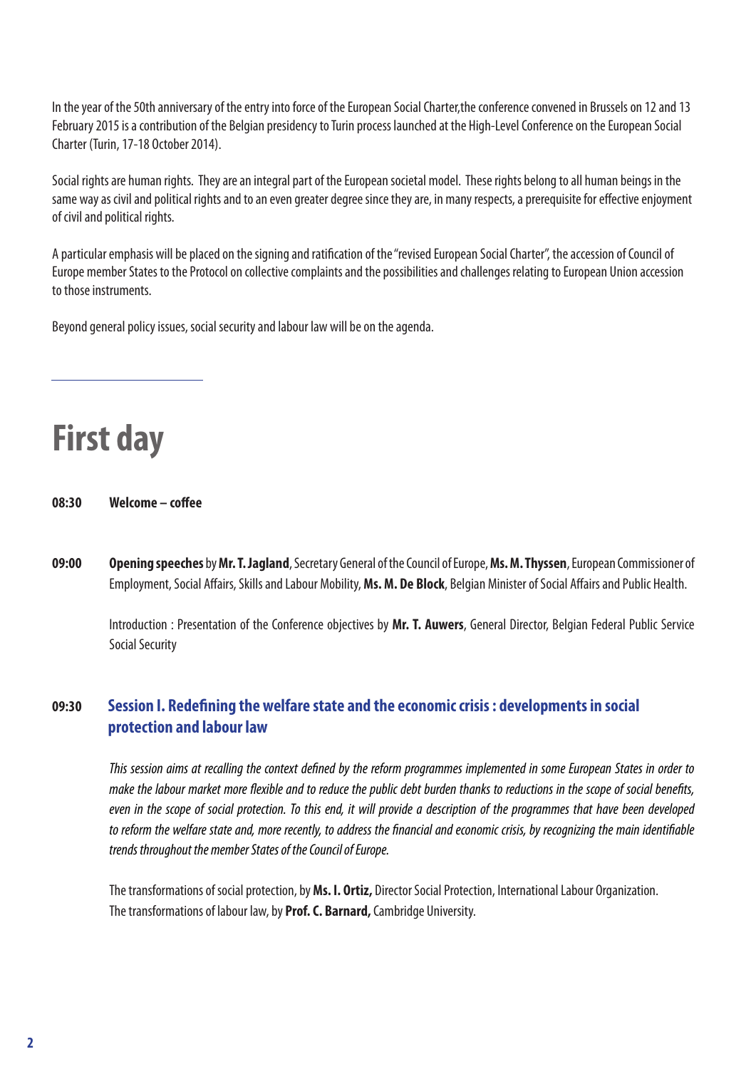In the year of the 50th anniversary of the entry into force of the European Social Charter,the conference convened in Brussels on 12 and 13 February 2015 is a contribution of the Belgian presidency to Turin process launched at the High-Level Conference on the European Social Charter (Turin, 17-18 October 2014).

Social rights are human rights. They are an integral part of the European societal model. These rights belong to all human beings in the same way as civil and political rights and to an even greater degree since they are, in many respects, a prerequisite for effective enjoyment of civil and political rights.

A particular emphasis will be placed on the signing and ratification of the "revised European Social Charter", the accession of Council of Europe member States to the Protocol on collective complaints and the possibilities and challenges relating to European Union accession to those instruments.

Beyond general policy issues, social security and labour law will be on the agenda.

---

# First day

**08:30 Welcome – coffee**

**09:00** **Opening speeches** by **Mr. T. Jagland**, Secretary General of the Council of Europe, **Ms. M. Thyssen**, European Commissioner of Employment, Social Affairs, Skills and Labour Mobility, **Ms. M. De Block**, Belgian Minister of Social Affairs and Public Health.

Introduction : Presentation of the Conference objectives by **Mr. T. Auwers**, General Director, Belgian Federal Public Service Social Security

## 09:30 Session I. Redefining the welfare state and the economic crisis : developments in social protection and labour law

*This session aims at recalling the context defined by the reform programmes implemented in some European States in order to make the labour market more flexible and to reduce the public debt burden thanks to reductions in the scope of social benefits, even in the scope of social protection. To this end, it will provide a description of the programmes that have been developed to reform the welfare state and, more recently, to address the financial and economic crisis, by recognizing the main identifiable trends throughout the member States of the Council of Europe.*

The transformations of social protection, by **Ms. I. Ortiz,** Director Social Protection, International Labour Organization.
The transformations of labour law, by **Prof. C. Barnard,** Cambridge University.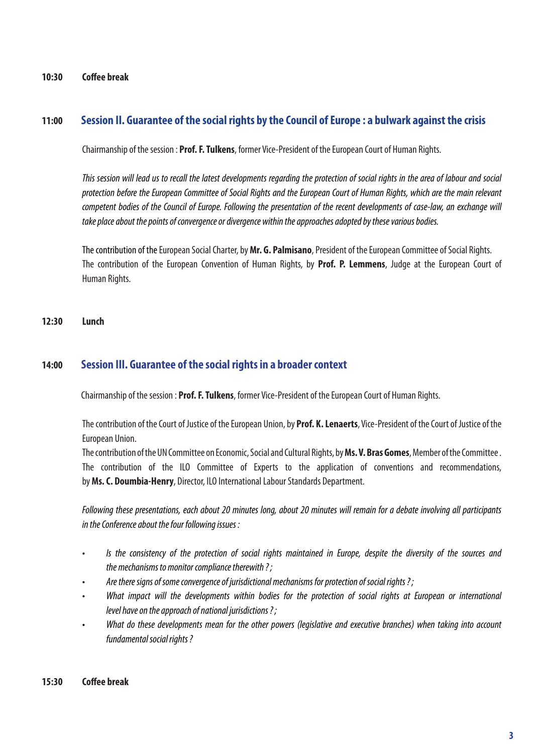**10:30 Coffee break**

## 11:00 Session II. Guarantee of the social rights by the Council of Europe : a bulwark against the crisis

Chairmanship of the session : **Prof. F. Tulkens**, former Vice-President of the European Court of Human Rights.

*This session will lead us to recall the latest developments regarding the protection of social rights in the area of labour and social protection before the European Committee of Social Rights and the European Court of Human Rights, which are the main relevant competent bodies of the Council of Europe. Following the presentation of the recent developments of case-law, an exchange will take place about the points of convergence or divergence within the approaches adopted by these various bodies.*

The contribution of the European Social Charter, by **Mr. G. Palmisano**, President of the European Committee of Social Rights.
The contribution of the European Convention of Human Rights, by **Prof. P. Lemmens**, Judge at the European Court of Human Rights.

**12:30 Lunch**

## 14:00 Session III. Guarantee of the social rights in a broader context

Chairmanship of the session : **Prof. F. Tulkens**, former Vice-President of the European Court of Human Rights.

The contribution of the Court of Justice of the European Union, by **Prof. K. Lenaerts**, Vice-President of the Court of Justice of the European Union.
The contribution of the UN Committee on Economic, Social and Cultural Rights, by **Ms. V. Bras Gomes**, Member of the Committee .
The contribution of the ILO Committee of Experts to the application of conventions and recommendations, by **Ms. C. Doumbia-Henry**, Director, ILO International Labour Standards Department.

*Following these presentations, each about 20 minutes long, about 20 minutes will remain for a debate involving all participants in the Conference about the four following issues :*

- *Is the consistency of the protection of social rights maintained in Europe, despite the diversity of the sources and the mechanisms to monitor compliance therewith ? ;*
- *Are there signs of some convergence of jurisdictional mechanisms for protection of social rights ? ;*
- *What impact will the developments within bodies for the protection of social rights at European or international level have on the approach of national jurisdictions ? ;*
- *What do these developments mean for the other powers (legislative and executive branches) when taking into account fundamental social rights ?*

**15:30 Coffee break**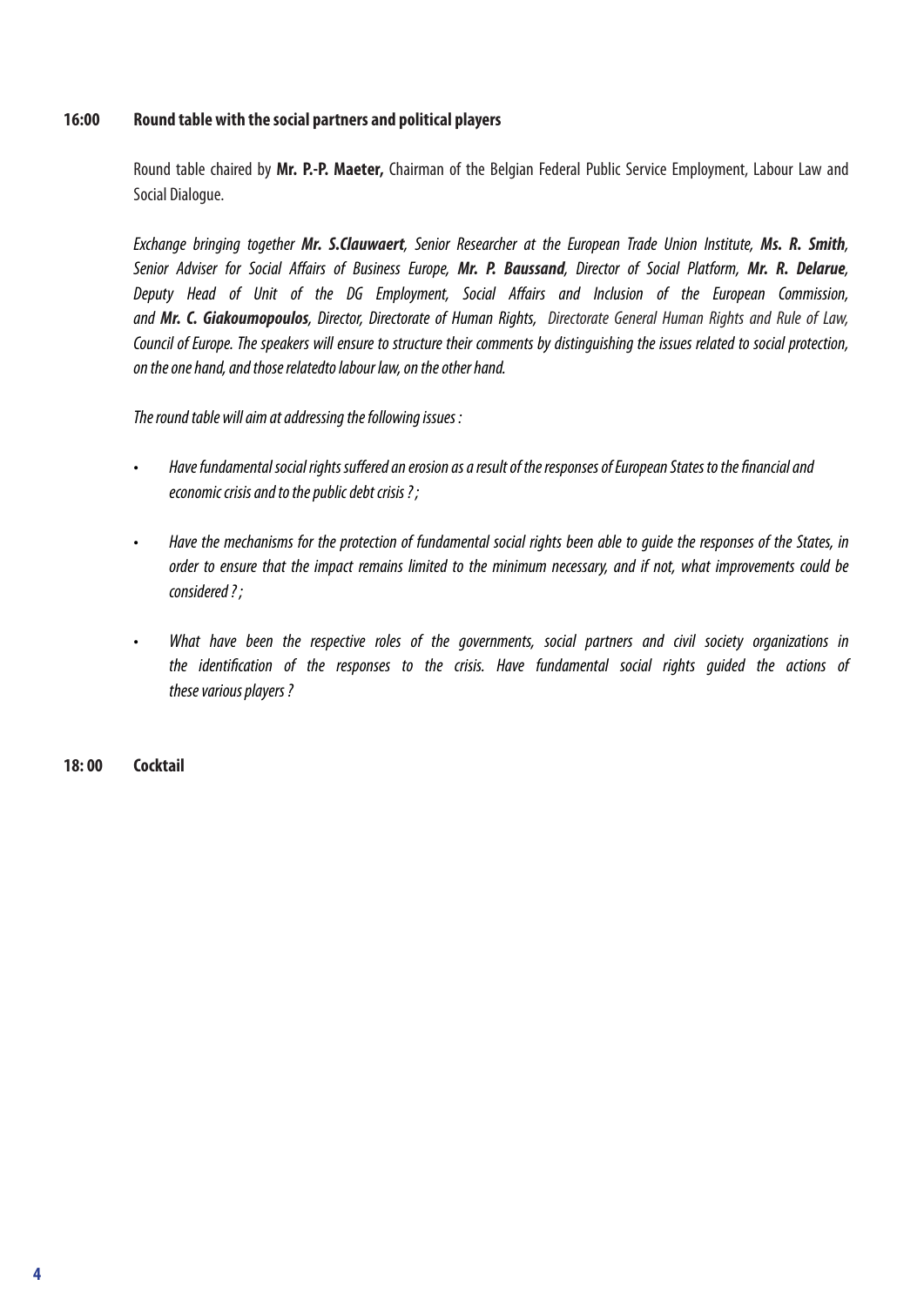**16:00 Round table with the social partners and political players**

Round table chaired by **Mr. P.-P. Maeter,** Chairman of the Belgian Federal Public Service Employment, Labour Law and Social Dialogue.

*Exchange bringing together* ***Mr. S.Clauwaert****, Senior Researcher at the European Trade Union Institute,* ***Ms. R. Smith****, Senior Adviser for Social Affairs of Business Europe,* ***Mr. P. Baussand****, Director of Social Platform,* ***Mr. R. Delarue****, Deputy Head of Unit of the DG Employment, Social Affairs and Inclusion of the European Commission, and* ***Mr. C. Giakoumopoulos****, Director, Directorate of Human Rights, Directorate General Human Rights and Rule of Law, Council of Europe. The speakers will ensure to structure their comments by distinguishing the issues related to social protection, on the one hand, and those relatedto labour law, on the other hand.*

*The round table will aim at addressing the following issues :*

- *Have fundamental social rights suffered an erosion as a result of the responses of European States to the financial and economic crisis and to the public debt crisis ? ;*
- *Have the mechanisms for the protection of fundamental social rights been able to guide the responses of the States, in order to ensure that the impact remains limited to the minimum necessary, and if not, what improvements could be considered ? ;*
- *What have been the respective roles of the governments, social partners and civil society organizations in the identification of the responses to the crisis. Have fundamental social rights guided the actions of these various players ?*

**18: 00 Cocktail**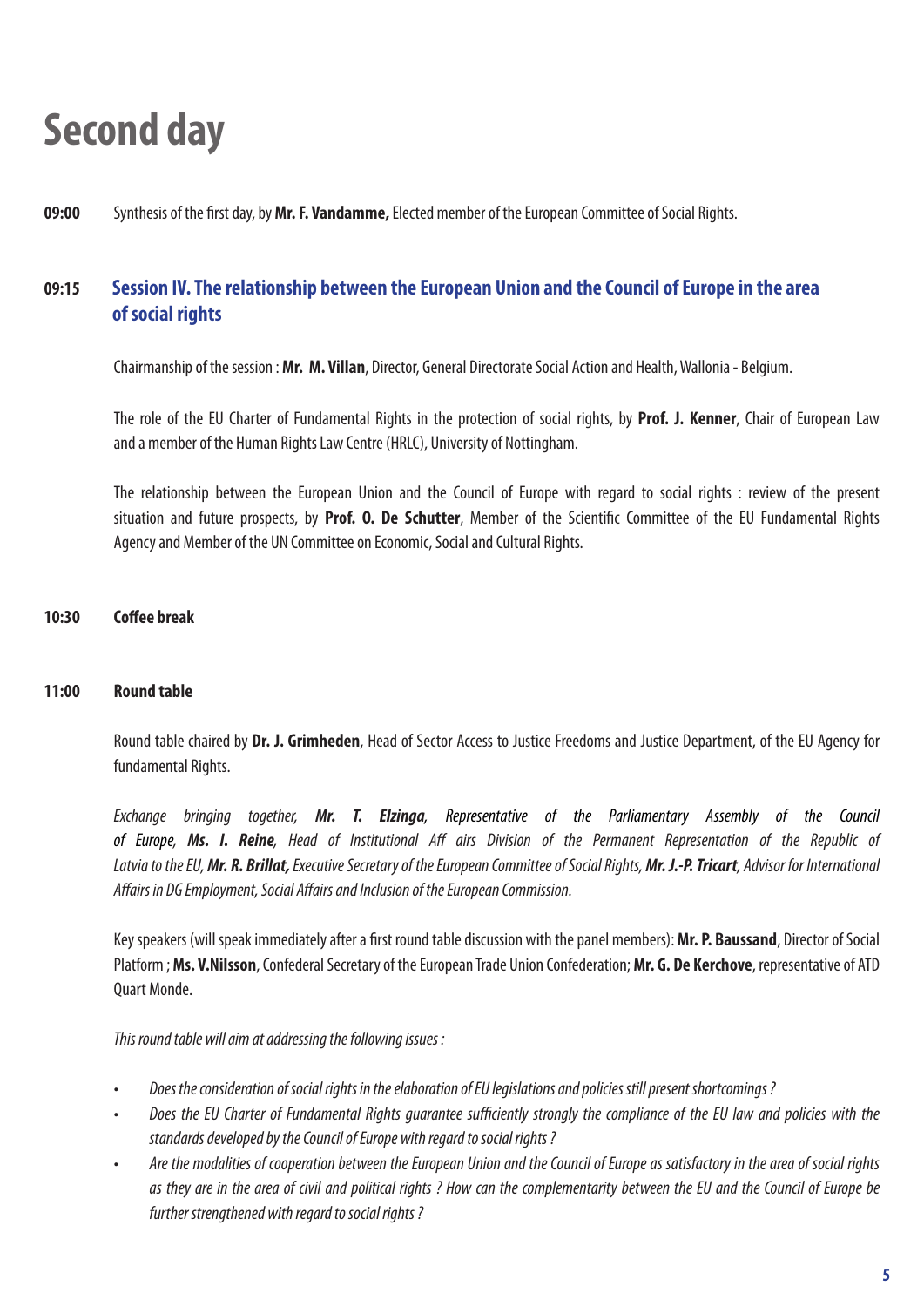# Second day

**09:00** Synthesis of the first day, by **Mr. F. Vandamme,** Elected member of the European Committee of Social Rights.

## 09:15 Session IV. The relationship between the European Union and the Council of Europe in the area of social rights

Chairmanship of the session : **Mr. M. Villan**, Director, General Directorate Social Action and Health, Wallonia - Belgium.

The role of the EU Charter of Fundamental Rights in the protection of social rights, by **Prof. J. Kenner**, Chair of European Law and a member of the Human Rights Law Centre (HRLC), University of Nottingham.

The relationship between the European Union and the Council of Europe with regard to social rights : review of the present situation and future prospects, by **Prof. O. De Schutter**, Member of the Scientific Committee of the EU Fundamental Rights Agency and Member of the UN Committee on Economic, Social and Cultural Rights.

**10:30 Coffee break**

**11:00 Round table**

Round table chaired by **Dr. J. Grimheden**, Head of Sector Access to Justice Freedoms and Justice Department, of the EU Agency for fundamental Rights.

*Exchange bringing together, **Mr. T. Elzinga**, Representative of the Parliamentary Assembly of the Council of Europe, **Ms. I. Reine**, Head of Institutional Aff airs Division of the Permanent Representation of the Republic of Latvia to the EU, **Mr. R. Brillat,** Executive Secretary of the European Committee of Social Rights, **Mr. J.-P. Tricart**, Advisor for International Affairs in DG Employment, Social Affairs and Inclusion of the European Commission.*

Key speakers (will speak immediately after a first round table discussion with the panel members): **Mr. P. Baussand**, Director of Social Platform ; **Ms. V.Nilsson**, Confederal Secretary of the European Trade Union Confederation; **Mr. G. De Kerchove**, representative of ATD Quart Monde.

*This round table will aim at addressing the following issues :*

- *Does the consideration of social rights in the elaboration of EU legislations and policies still present shortcomings ?*
- *Does the EU Charter of Fundamental Rights guarantee sufficiently strongly the compliance of the EU law and policies with the standards developed by the Council of Europe with regard to social rights ?*
- *Are the modalities of cooperation between the European Union and the Council of Europe as satisfactory in the area of social rights as they are in the area of civil and political rights ? How can the complementarity between the EU and the Council of Europe be further strengthened with regard to social rights ?*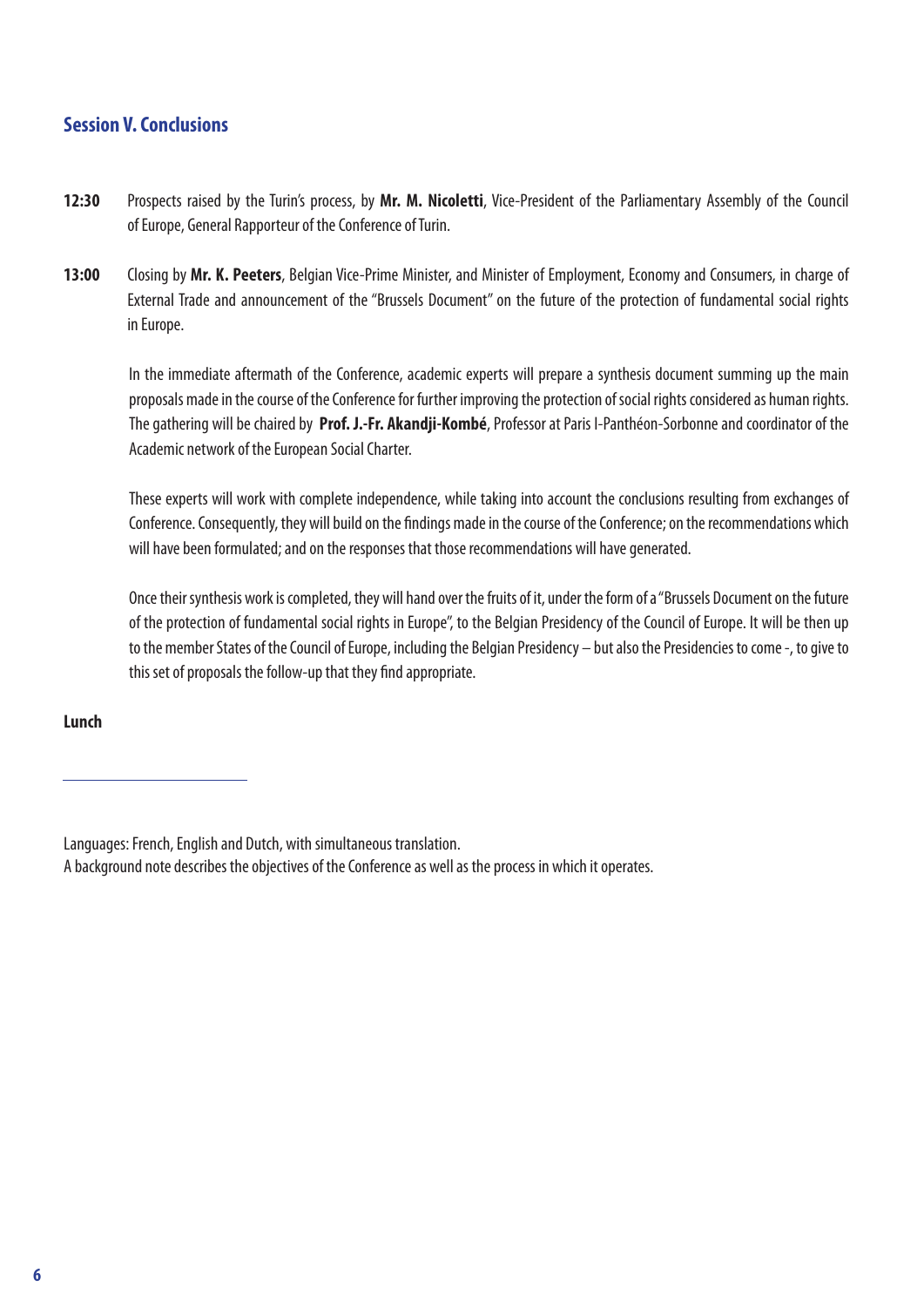## Session V. Conclusions

**12:30** Prospects raised by the Turin's process, by **Mr. M. Nicoletti**, Vice-President of the Parliamentary Assembly of the Council of Europe, General Rapporteur of the Conference of Turin.

**13:00** Closing by **Mr. K. Peeters**, Belgian Vice-Prime Minister, and Minister of Employment, Economy and Consumers, in charge of External Trade and announcement of the "Brussels Document" on the future of the protection of fundamental social rights in Europe.

In the immediate aftermath of the Conference, academic experts will prepare a synthesis document summing up the main proposals made in the course of the Conference for further improving the protection of social rights considered as human rights. The gathering will be chaired by **Prof. J.-Fr. Akandji-Kombé**, Professor at Paris I-Panthéon-Sorbonne and coordinator of the Academic network of the European Social Charter.

These experts will work with complete independence, while taking into account the conclusions resulting from exchanges of Conference. Consequently, they will build on the findings made in the course of the Conference; on the recommendations which will have been formulated; and on the responses that those recommendations will have generated.

Once their synthesis work is completed, they will hand over the fruits of it, under the form of a "Brussels Document on the future of the protection of fundamental social rights in Europe", to the Belgian Presidency of the Council of Europe. It will be then up to the member States of the Council of Europe, including the Belgian Presidency – but also the Presidencies to come -, to give to this set of proposals the follow-up that they find appropriate.

**Lunch**

---

Languages: French, English and Dutch, with simultaneous translation.
A background note describes the objectives of the Conference as well as the process in which it operates.